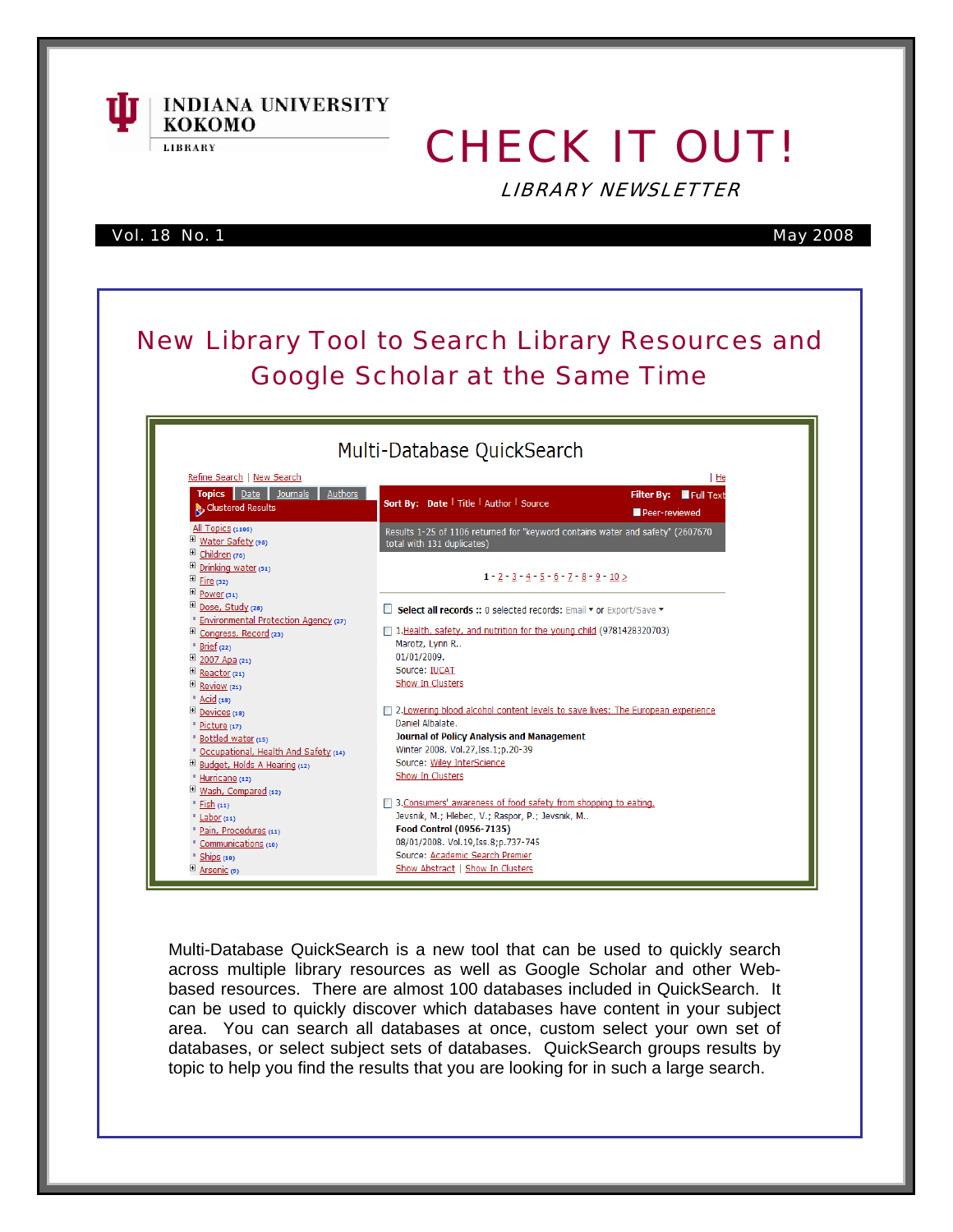INDIANA UNIVERSITY KOKOMO LIBRARY

# CHECK IT OUT!

*LIBRARY NEWSLETTER*

Vol. 18 No. 1 May 2008

## New Library Tool to Search Library Resources and Google Scholar at the Same Time

Multi-Database QuickSearch is a new tool that can be used to quickly search across multiple library resources as well as Google Scholar and other Web-based resources. There are almost 100 databases included in QuickSearch. It can be used to quickly discover which databases have content in your subject area. You can search all databases at once, custom select your own set of databases, or select subject sets of databases. QuickSearch groups results by topic to help you find the results that you are looking for in such a large search.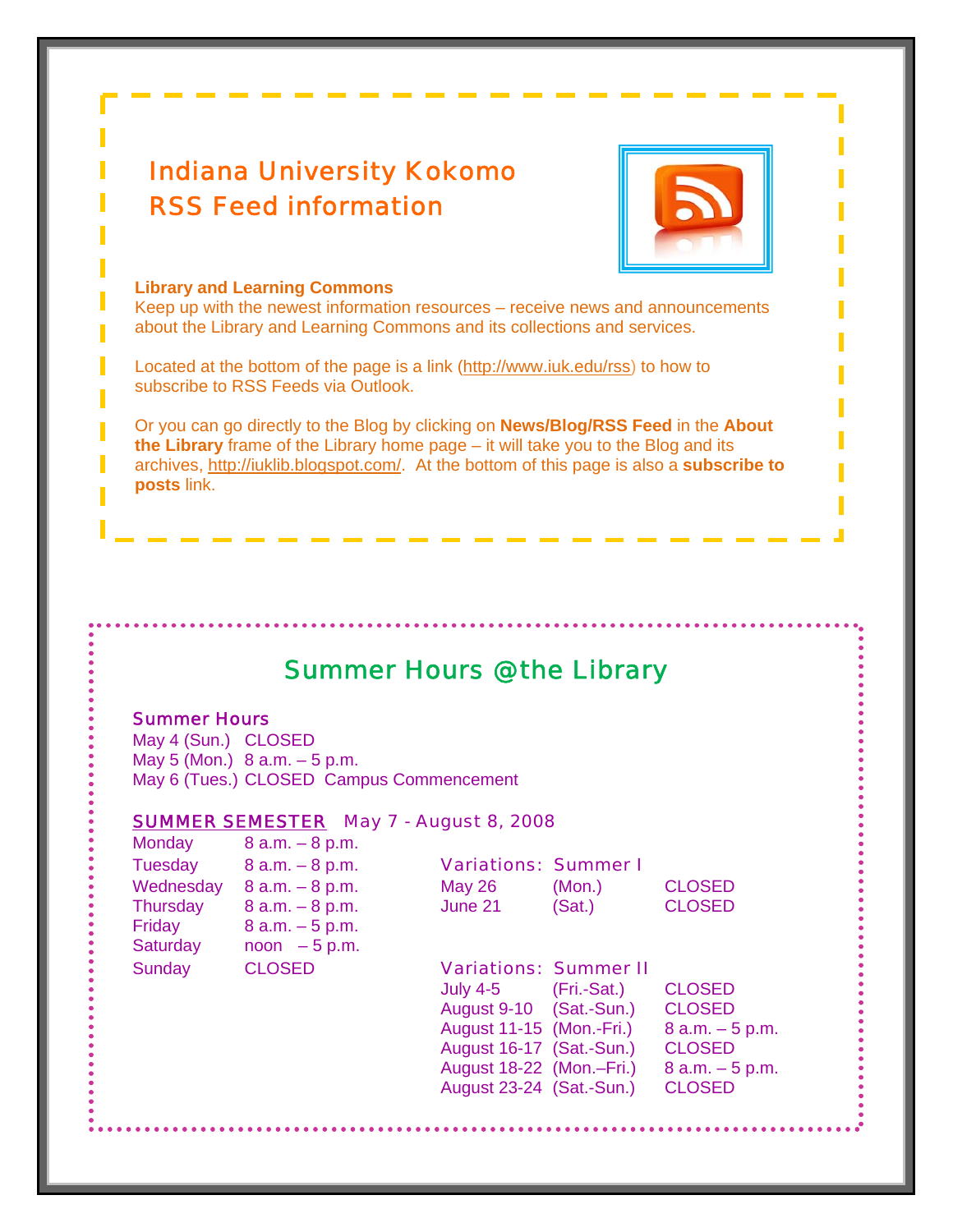## Indiana University Kokomo
## RSS Feed information

**Library and Learning Commons**
Keep up with the newest information resources – receive news and announcements about the Library and Learning Commons and its collections and services.

Located at the bottom of the page is a link (http://www.iuk.edu/rss) to how to subscribe to RSS Feeds via Outlook.

Or you can go directly to the Blog by clicking on **News/Blog/RSS Feed** in the **About the Library** frame of the Library home page – it will take you to the Blog and its archives, http://iuklib.blogspot.com/. At the bottom of this page is also a **subscribe to posts** link.

## Summer Hours @the Library

### Summer Hours

May 4 (Sun.) CLOSED
May 5 (Mon.) 8 a.m. – 5 p.m.
May 6 (Tues.) CLOSED Campus Commencement

### SUMMER SEMESTER May 7 - August 8, 2008

| Day | Hours |
|---|---|
| Monday | 8 a.m. – 8 p.m. |
| Tuesday | 8 a.m. – 8 p.m. |
| Wednesday | 8 a.m. – 8 p.m. |
| Thursday | 8 a.m. – 8 p.m. |
| Friday | 8 a.m. – 5 p.m. |
| Saturday | noon – 5 p.m. |
| Sunday | CLOSED |

**Variations: Summer I**

| Date | Day | Hours |
|---|---|---|
| May 26 | (Mon.) | CLOSED |
| June 21 | (Sat.) | CLOSED |

**Variations: Summer II**

| Date | Day | Hours |
|---|---|---|
| July 4-5 | (Fri.-Sat.) | CLOSED |
| August 9-10 | (Sat.-Sun.) | CLOSED |
| August 11-15 | (Mon.-Fri.) | 8 a.m. – 5 p.m. |
| August 16-17 | (Sat.-Sun.) | CLOSED |
| August 18-22 | (Mon.–Fri.) | 8 a.m. – 5 p.m. |
| August 23-24 | (Sat.-Sun.) | CLOSED |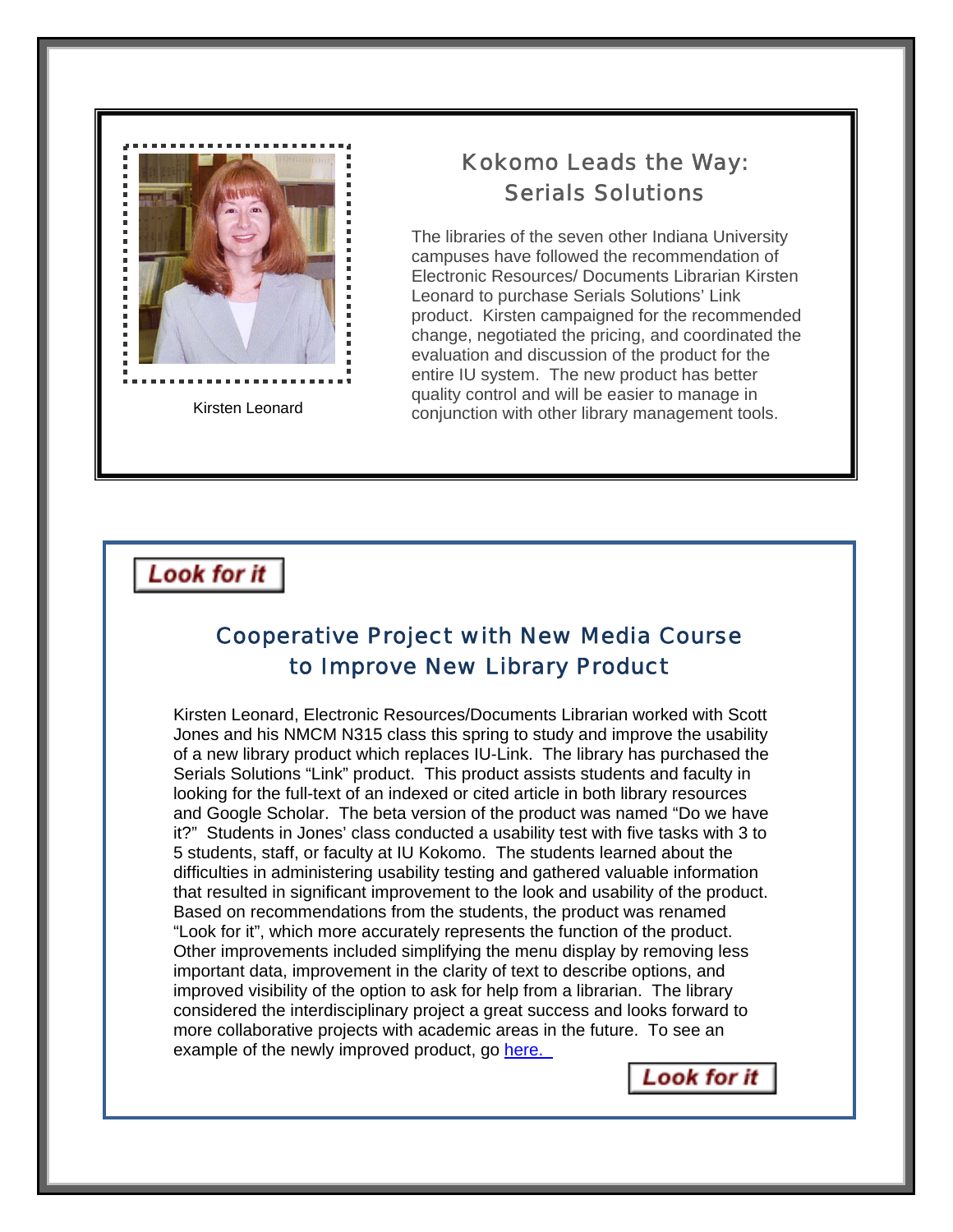Kirsten Leonard

## Kokomo Leads the Way: Serials Solutions

The libraries of the seven other Indiana University campuses have followed the recommendation of Electronic Resources/ Documents Librarian Kirsten Leonard to purchase Serials Solutions' Link product. Kirsten campaigned for the recommended change, negotiated the pricing, and coordinated the evaluation and discussion of the product for the entire IU system. The new product has better quality control and will be easier to manage in conjunction with other library management tools.

Look for it

## Cooperative Project with New Media Course to Improve New Library Product

Kirsten Leonard, Electronic Resources/Documents Librarian worked with Scott Jones and his NMCM N315 class this spring to study and improve the usability of a new library product which replaces IU-Link. The library has purchased the Serials Solutions "Link" product. This product assists students and faculty in looking for the full-text of an indexed or cited article in both library resources and Google Scholar. The beta version of the product was named "Do we have it?" Students in Jones' class conducted a usability test with five tasks with 3 to 5 students, staff, or faculty at IU Kokomo. The students learned about the difficulties in administering usability testing and gathered valuable information that resulted in significant improvement to the look and usability of the product. Based on recommendations from the students, the product was renamed "Look for it", which more accurately represents the function of the product. Other improvements included simplifying the menu display by removing less important data, improvement in the clarity of text to describe options, and improved visibility of the option to ask for help from a librarian. The library considered the interdisciplinary project a great success and looks forward to more collaborative projects with academic areas in the future. To see an example of the newly improved product, go here.

Look for it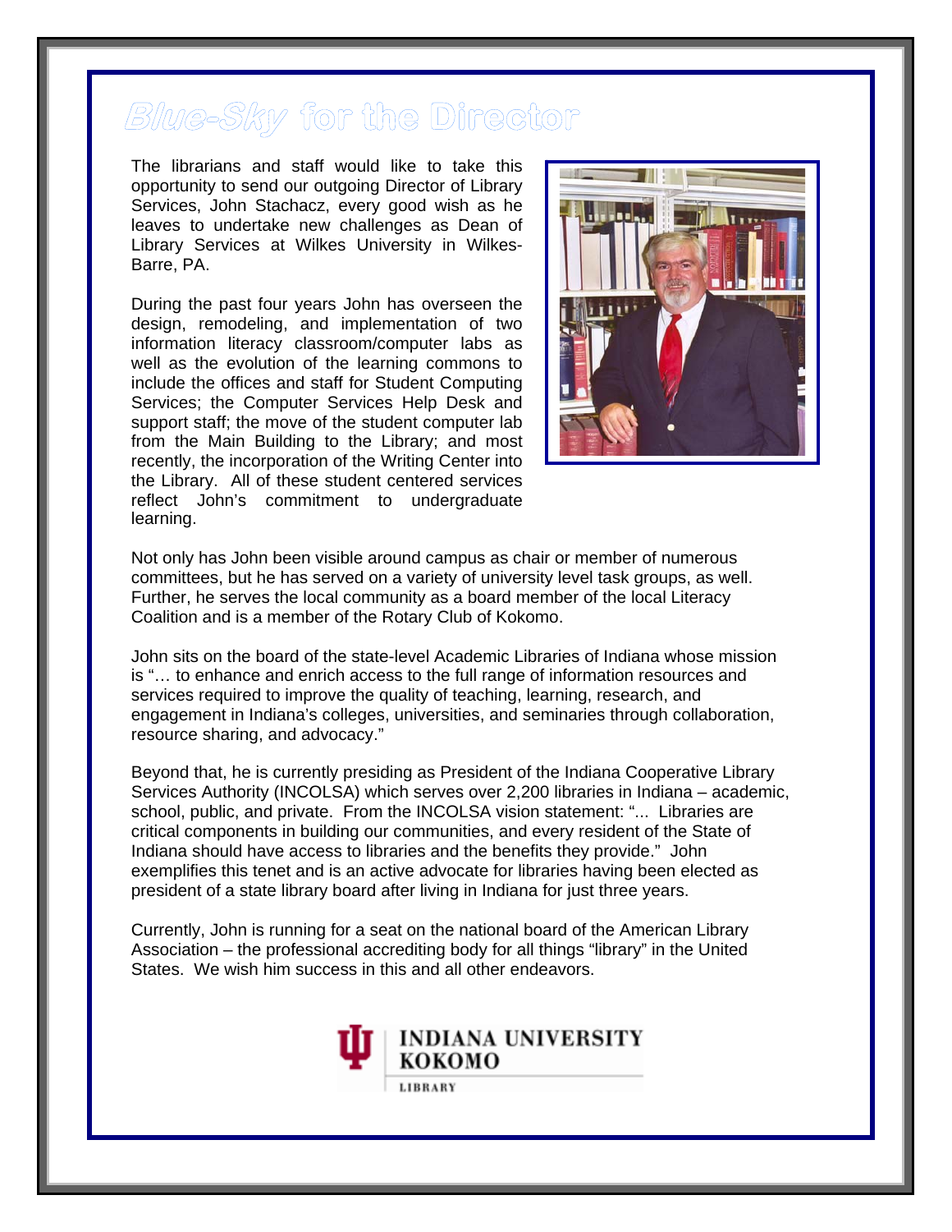# Blue-Sky for the Director

The librarians and staff would like to take this opportunity to send our outgoing Director of Library Services, John Stachacz, every good wish as he leaves to undertake new challenges as Dean of Library Services at Wilkes University in Wilkes-Barre, PA.

During the past four years John has overseen the design, remodeling, and implementation of two information literacy classroom/computer labs as well as the evolution of the learning commons to include the offices and staff for Student Computing Services; the Computer Services Help Desk and support staff; the move of the student computer lab from the Main Building to the Library; and most recently, the incorporation of the Writing Center into the Library. All of these student centered services reflect John's commitment to undergraduate learning.

Not only has John been visible around campus as chair or member of numerous committees, but he has served on a variety of university level task groups, as well. Further, he serves the local community as a board member of the local Literacy Coalition and is a member of the Rotary Club of Kokomo.

John sits on the board of the state-level Academic Libraries of Indiana whose mission is "… to enhance and enrich access to the full range of information resources and services required to improve the quality of teaching, learning, research, and engagement in Indiana's colleges, universities, and seminaries through collaboration, resource sharing, and advocacy."

Beyond that, he is currently presiding as President of the Indiana Cooperative Library Services Authority (INCOLSA) which serves over 2,200 libraries in Indiana – academic, school, public, and private. From the INCOLSA vision statement: "... Libraries are critical components in building our communities, and every resident of the State of Indiana should have access to libraries and the benefits they provide." John exemplifies this tenet and is an active advocate for libraries having been elected as president of a state library board after living in Indiana for just three years.

Currently, John is running for a seat on the national board of the American Library Association – the professional accrediting body for all things "library" in the United States. We wish him success in this and all other endeavors.

INDIANA UNIVERSITY KOKOMO

LIBRARY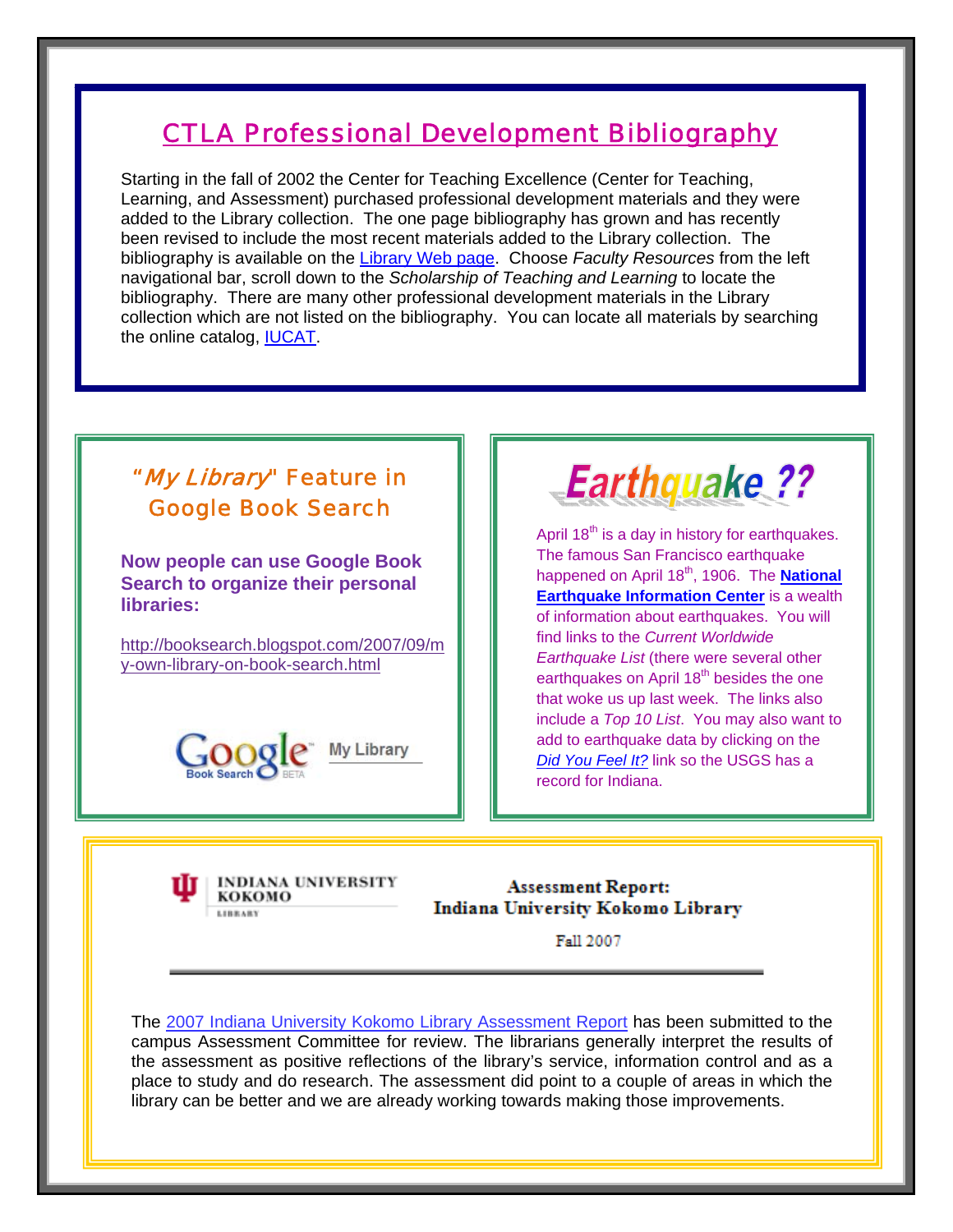## CTLA Professional Development Bibliography

Starting in the fall of 2002 the Center for Teaching Excellence (Center for Teaching, Learning, and Assessment) purchased professional development materials and they were added to the Library collection. The one page bibliography has grown and has recently been revised to include the most recent materials added to the Library collection. The bibliography is available on the Library Web page. Choose *Faculty Resources* from the left navigational bar, scroll down to the *Scholarship of Teaching and Learning* to locate the bibliography. There are many other professional development materials in the Library collection which are not listed on the bibliography. You can locate all materials by searching the online catalog, IUCAT.

## "*My Library*" Feature in Google Book Search

**Now people can use Google Book Search to organize their personal libraries:**

http://booksearch.blogspot.com/2007/09/my-own-library-on-book-search.html

Google Book Search BETA My Library

## Earthquake ??

April 18th is a day in history for earthquakes. The famous San Francisco earthquake happened on April 18th, 1906. The **National Earthquake Information Center** is a wealth of information about earthquakes. You will find links to the *Current Worldwide Earthquake List* (there were several other earthquakes on April 18th besides the one that woke us up last week. The links also include a *Top 10 List*. You may also want to add to earthquake data by clicking on the *Did You Feel It?* link so the USGS has a record for Indiana.

INDIANA UNIVERSITY KOKOMO LIBRARY

**Assessment Report: Indiana University Kokomo Library**

Fall 2007

The 2007 Indiana University Kokomo Library Assessment Report has been submitted to the campus Assessment Committee for review. The librarians generally interpret the results of the assessment as positive reflections of the library's service, information control and as a place to study and do research. The assessment did point to a couple of areas in which the library can be better and we are already working towards making those improvements.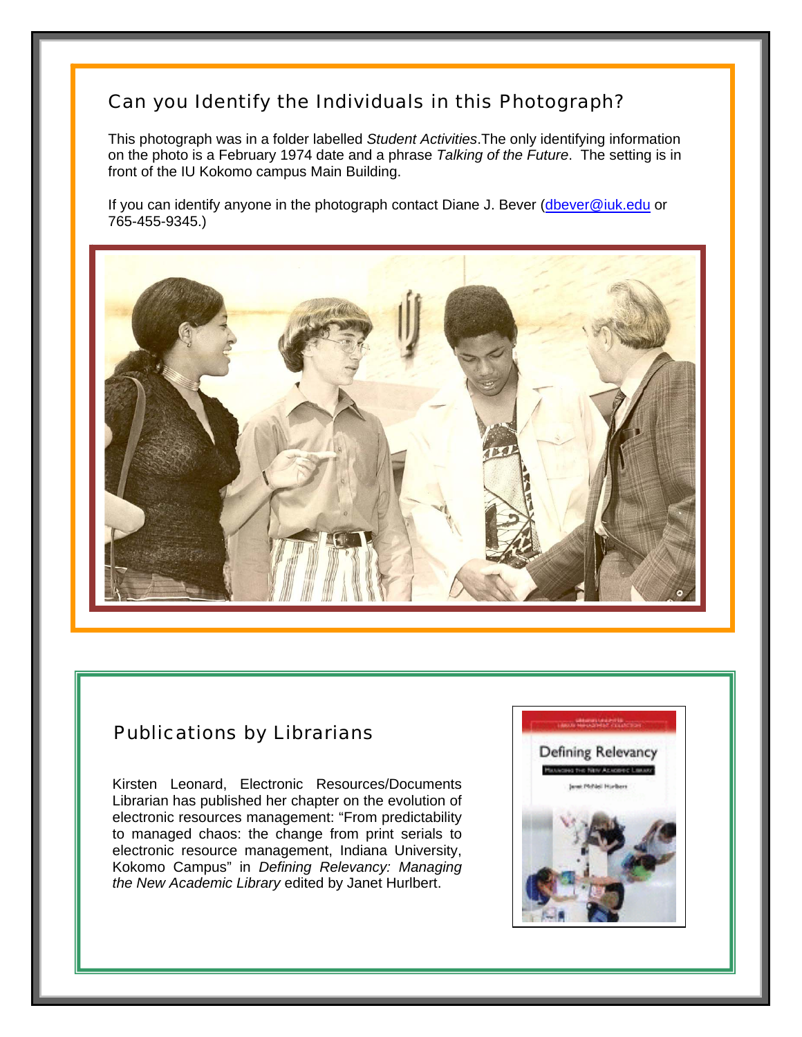## Can you Identify the Individuals in this Photograph?

This photograph was in a folder labelled *Student Activities*.The only identifying information on the photo is a February 1974 date and a phrase *Talking of the Future*. The setting is in front of the IU Kokomo campus Main Building.

If you can identify anyone in the photograph contact Diane J. Bever (dbever@iuk.edu or 765-455-9345.)

## Publications by Librarians

Kirsten Leonard, Electronic Resources/Documents Librarian has published her chapter on the evolution of electronic resources management: "From predictability to managed chaos: the change from print serials to electronic resource management, Indiana University, Kokomo Campus" in *Defining Relevancy: Managing the New Academic Library* edited by Janet Hurlbert.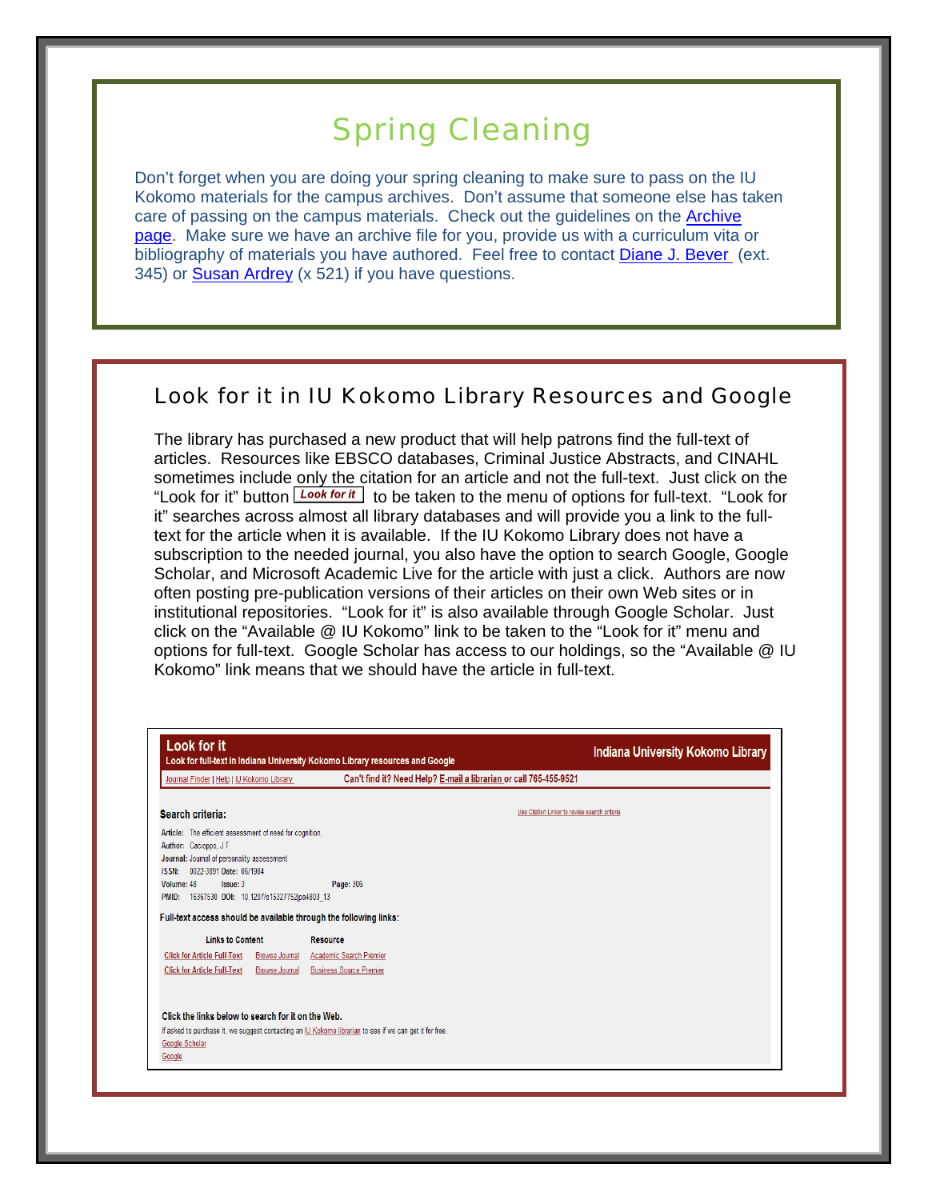# Spring Cleaning

Don't forget when you are doing your spring cleaning to make sure to pass on the IU Kokomo materials for the campus archives. Don't assume that someone else has taken care of passing on the campus materials. Check out the guidelines on the Archive page. Make sure we have an archive file for you, provide us with a curriculum vita or bibliography of materials you have authored. Feel free to contact Diane J. Bever (ext. 345) or Susan Ardrey (x 521) if you have questions.

## Look for it in IU Kokomo Library Resources and Google

The library has purchased a new product that will help patrons find the full-text of articles. Resources like EBSCO databases, Criminal Justice Abstracts, and CINAHL sometimes include only the citation for an article and not the full-text. Just click on the "Look for it" button **Look for it** to be taken to the menu of options for full-text. "Look for it" searches across almost all library databases and will provide you a link to the full-text for the article when it is available. If the IU Kokomo Library does not have a subscription to the needed journal, you also have the option to search Google, Google Scholar, and Microsoft Academic Live for the article with just a click. Authors are now often posting pre-publication versions of their articles on their own Web sites or in institutional repositories. "Look for it" is also available through Google Scholar. Just click on the "Available @ IU Kokomo" link to be taken to the "Look for it" menu and options for full-text. Google Scholar has access to our holdings, so the "Available @ IU Kokomo" link means that we should have the article in full-text.

**Look for it**
Look for full-text in Indiana University Kokomo Library resources and Google

**Indiana University Kokomo Library**

Journal Finder | Help | IU Kokomo Library — Can't find it? Need Help? E-mail a librarian or call 765-455-9521

**Search criteria:**

Use Citation Linker to revise search criteria

**Article:** The efficient assessment of need for cognition.
**Author:** Cacioppo, J T
**Journal:** Journal of personality assessment
**ISSN:** 0022-3891 **Date:** 06/1984
**Volume:** 48 **Issue:** 3 **Page:** 306
**PMID:** 16367530 **DOI:** 10.1207/s15327752jpa4803_13

**Full-text access should be available through the following links:**

| Links to Content | | Resource |
|---|---|---|
| Click for Article Full-Text | Browse Journal | Academic Search Premier |
| Click for Article Full-Text | Browse Journal | Business Source Premier |

**Click the links below to search for it on the Web.**
If asked to purchase it, we suggest contacting an IU Kokomo librarian to see if we can get it for free.
Google Scholar
Google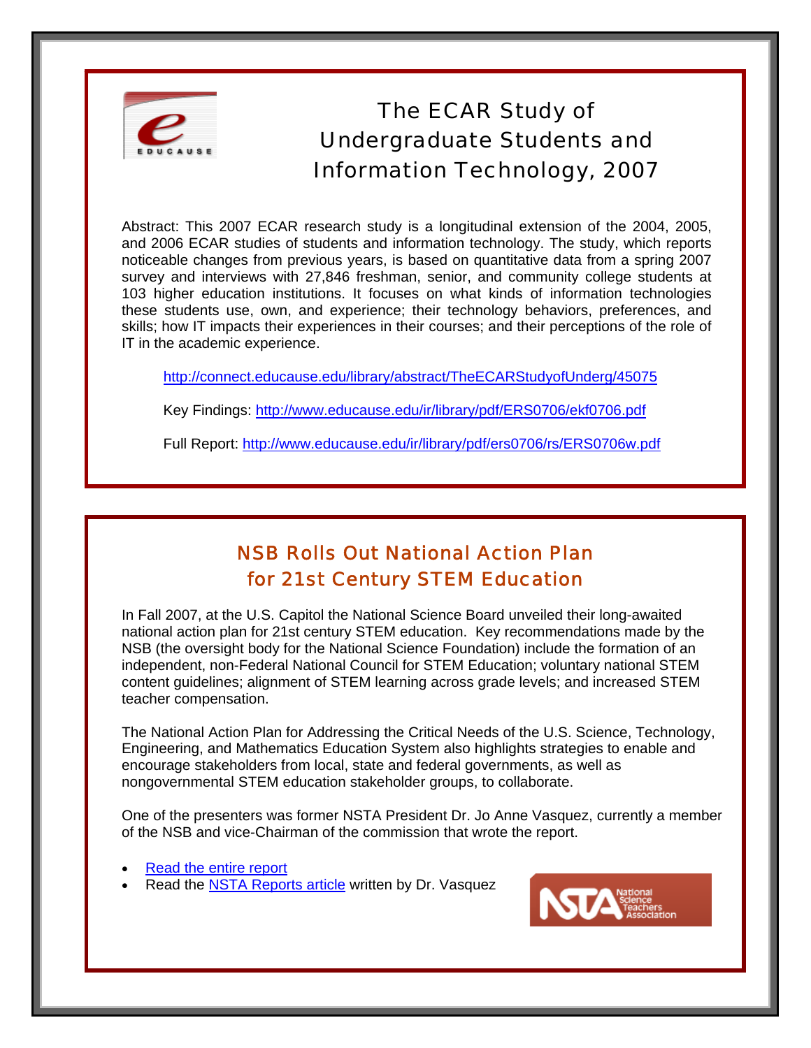# The ECAR Study of Undergraduate Students and Information Technology, 2007

Abstract: This 2007 ECAR research study is a longitudinal extension of the 2004, 2005, and 2006 ECAR studies of students and information technology. The study, which reports noticeable changes from previous years, is based on quantitative data from a spring 2007 survey and interviews with 27,846 freshman, senior, and community college students at 103 higher education institutions. It focuses on what kinds of information technologies these students use, own, and experience; their technology behaviors, preferences, and skills; how IT impacts their experiences in their courses; and their perceptions of the role of IT in the academic experience.

http://connect.educause.edu/library/abstract/TheECARStudyofUnderg/45075

Key Findings: http://www.educause.edu/ir/library/pdf/ERS0706/ekf0706.pdf

Full Report: http://www.educause.edu/ir/library/pdf/ers0706/rs/ERS0706w.pdf

## NSB Rolls Out National Action Plan for 21st Century STEM Education

In Fall 2007, at the U.S. Capitol the National Science Board unveiled their long-awaited national action plan for 21st century STEM education. Key recommendations made by the NSB (the oversight body for the National Science Foundation) include the formation of an independent, non-Federal National Council for STEM Education; voluntary national STEM content guidelines; alignment of STEM learning across grade levels; and increased STEM teacher compensation.

The National Action Plan for Addressing the Critical Needs of the U.S. Science, Technology, Engineering, and Mathematics Education System also highlights strategies to enable and encourage stakeholders from local, state and federal governments, as well as nongovernmental STEM education stakeholder groups, to collaborate.

One of the presenters was former NSTA President Dr. Jo Anne Vasquez, currently a member of the NSB and vice-Chairman of the commission that wrote the report.

- Read the entire report
- Read the NSTA Reports article written by Dr. Vasquez